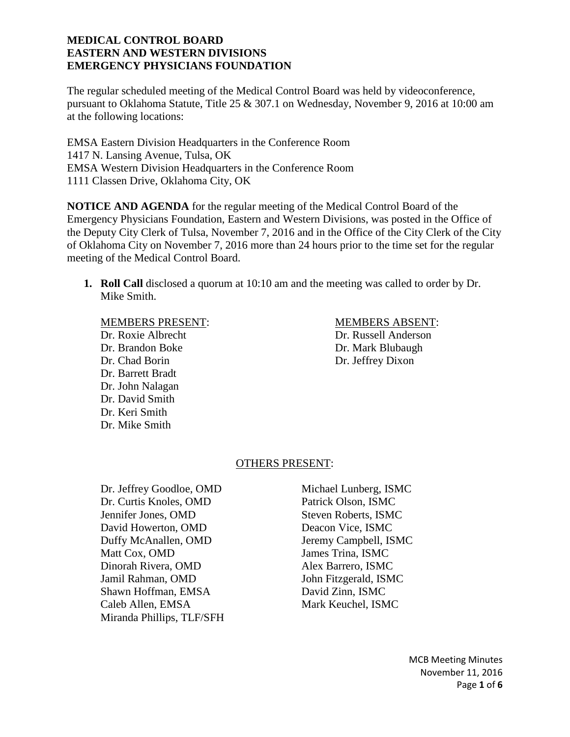**MEDICAL CONTROL BOARD**
**EASTERN AND WESTERN DIVISIONS**
**EMERGENCY PHYSICIANS FOUNDATION**

The regular scheduled meeting of the Medical Control Board was held by videoconference, pursuant to Oklahoma Statute, Title 25 & 307.1 on Wednesday, November 9, 2016 at 10:00 am at the following locations:

EMSA Eastern Division Headquarters in the Conference Room
1417 N. Lansing Avenue, Tulsa, OK
EMSA Western Division Headquarters in the Conference Room
1111 Classen Drive, Oklahoma City, OK

**NOTICE AND AGENDA** for the regular meeting of the Medical Control Board of the Emergency Physicians Foundation, Eastern and Western Divisions, was posted in the Office of the Deputy City Clerk of Tulsa, November 7, 2016 and in the Office of the City Clerk of the City of Oklahoma City on November 7, 2016 more than 24 hours prior to the time set for the regular meeting of the Medical Control Board.

1. **Roll Call** disclosed a quorum at 10:10 am and the meeting was called to order by Dr. Mike Smith.

MEMBERS PRESENT:
Dr. Roxie Albrecht
Dr. Brandon Boke
Dr. Chad Borin
Dr. Barrett Bradt
Dr. John Nalagan
Dr. David Smith
Dr. Keri Smith
Dr. Mike Smith

MEMBERS ABSENT:
Dr. Russell Anderson
Dr. Mark Blubaugh
Dr. Jeffrey Dixon

OTHERS PRESENT:

Dr. Jeffrey Goodloe, OMD
Dr. Curtis Knoles, OMD
Jennifer Jones, OMD
David Howerton, OMD
Duffy McAnallen, OMD
Matt Cox, OMD
Dinorah Rivera, OMD
Jamil Rahman, OMD
Shawn Hoffman, EMSA
Caleb Allen, EMSA
Miranda Phillips, TLF/SFH

Michael Lunberg, ISMC
Patrick Olson, ISMC
Steven Roberts, ISMC
Deacon Vice, ISMC
Jeremy Campbell, ISMC
James Trina, ISMC
Alex Barrero, ISMC
John Fitzgerald, ISMC
David Zinn, ISMC
Mark Keuchel, ISMC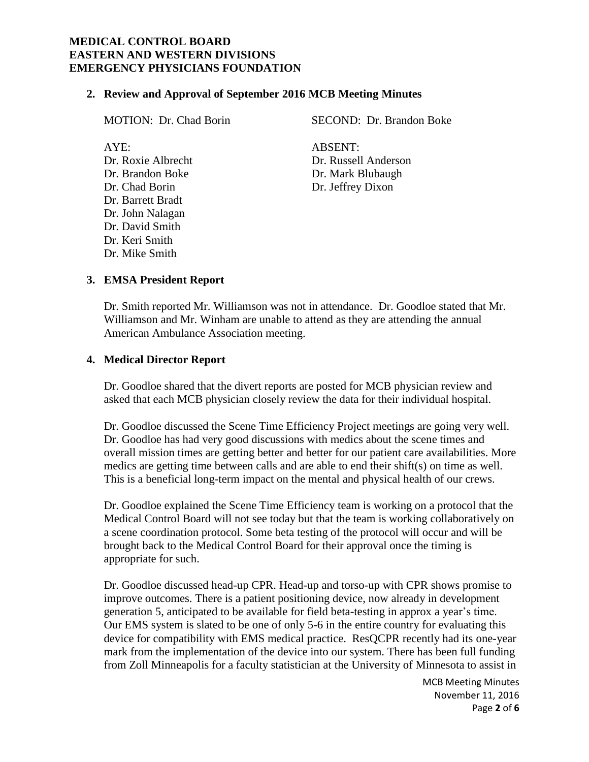**MEDICAL CONTROL BOARD**
**EASTERN AND WESTERN DIVISIONS**
**EMERGENCY PHYSICIANS FOUNDATION**

## 2. Review and Approval of September 2016 MCB Meeting Minutes

MOTION: Dr. Chad Borin

SECOND: Dr. Brandon Boke

AYE:
Dr. Roxie Albrecht
Dr. Brandon Boke
Dr. Chad Borin
Dr. Barrett Bradt
Dr. John Nalagan
Dr. David Smith
Dr. Keri Smith
Dr. Mike Smith

ABSENT:
Dr. Russell Anderson
Dr. Mark Blubaugh
Dr. Jeffrey Dixon

## 3. EMSA President Report

Dr. Smith reported Mr. Williamson was not in attendance. Dr. Goodloe stated that Mr. Williamson and Mr. Winham are unable to attend as they are attending the annual American Ambulance Association meeting.

## 4. Medical Director Report

Dr. Goodloe shared that the divert reports are posted for MCB physician review and asked that each MCB physician closely review the data for their individual hospital.

Dr. Goodloe discussed the Scene Time Efficiency Project meetings are going very well. Dr. Goodloe has had very good discussions with medics about the scene times and overall mission times are getting better and better for our patient care availabilities. More medics are getting time between calls and are able to end their shift(s) on time as well. This is a beneficial long-term impact on the mental and physical health of our crews.

Dr. Goodloe explained the Scene Time Efficiency team is working on a protocol that the Medical Control Board will not see today but that the team is working collaboratively on a scene coordination protocol. Some beta testing of the protocol will occur and will be brought back to the Medical Control Board for their approval once the timing is appropriate for such.

Dr. Goodloe discussed head-up CPR. Head-up and torso-up with CPR shows promise to improve outcomes. There is a patient positioning device, now already in development generation 5, anticipated to be available for field beta-testing in approx a year's time. Our EMS system is slated to be one of only 5-6 in the entire country for evaluating this device for compatibility with EMS medical practice. ResQCPR recently had its one-year mark from the implementation of the device into our system. There has been full funding from Zoll Minneapolis for a faculty statistician at the University of Minnesota to assist in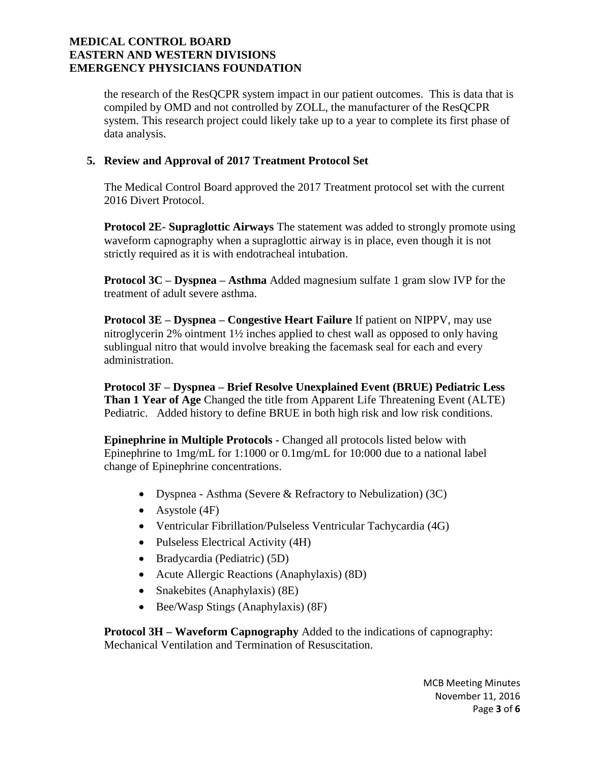the research of the ResQCPR system impact in our patient outcomes. This is data that is compiled by OMD and not controlled by ZOLL, the manufacturer of the ResQCPR system. This research project could likely take up to a year to complete its first phase of data analysis.

**5. Review and Approval of 2017 Treatment Protocol Set**

The Medical Control Board approved the 2017 Treatment protocol set with the current 2016 Divert Protocol.

**Protocol 2E- Supraglottic Airways** The statement was added to strongly promote using waveform capnography when a supraglottic airway is in place, even though it is not strictly required as it is with endotracheal intubation.

**Protocol 3C – Dyspnea – Asthma** Added magnesium sulfate 1 gram slow IVP for the treatment of adult severe asthma.

**Protocol 3E – Dyspnea – Congestive Heart Failure** If patient on NIPPV, may use nitroglycerin 2% ointment 1½ inches applied to chest wall as opposed to only having sublingual nitro that would involve breaking the facemask seal for each and every administration.

**Protocol 3F – Dyspnea – Brief Resolve Unexplained Event (BRUE) Pediatric Less Than 1 Year of Age** Changed the title from Apparent Life Threatening Event (ALTE) Pediatric. Added history to define BRUE in both high risk and low risk conditions.

**Epinephrine in Multiple Protocols -** Changed all protocols listed below with Epinephrine to 1mg/mL for 1:1000 or 0.1mg/mL for 10:000 due to a national label change of Epinephrine concentrations.

- Dyspnea - Asthma (Severe & Refractory to Nebulization) (3C)
- Asystole (4F)
- Ventricular Fibrillation/Pulseless Ventricular Tachycardia (4G)
- Pulseless Electrical Activity (4H)
- Bradycardia (Pediatric) (5D)
- Acute Allergic Reactions (Anaphylaxis) (8D)
- Snakebites (Anaphylaxis) (8E)
- Bee/Wasp Stings (Anaphylaxis) (8F)

**Protocol 3H – Waveform Capnography** Added to the indications of capnography: Mechanical Ventilation and Termination of Resuscitation.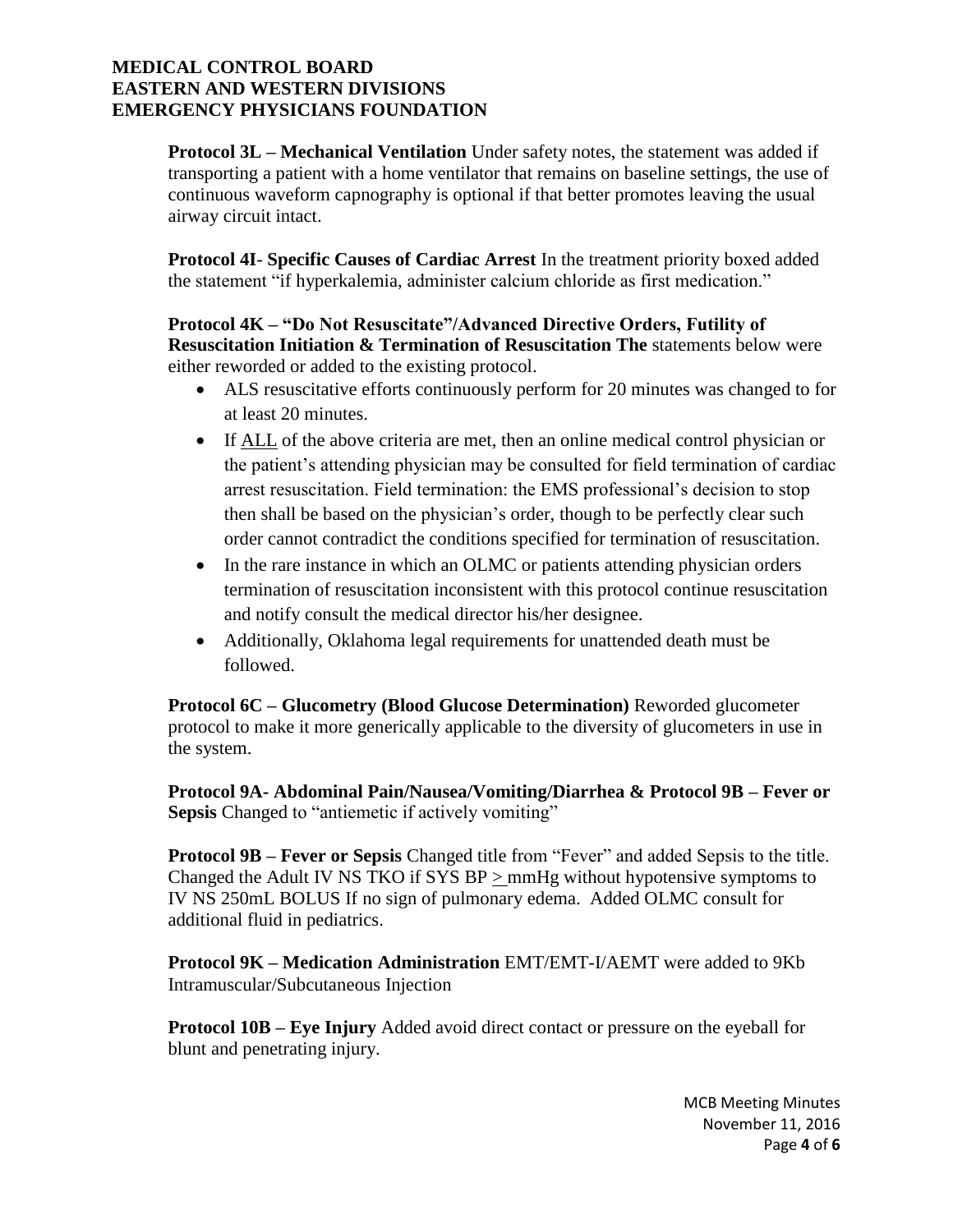**Protocol 3L – Mechanical Ventilation** Under safety notes, the statement was added if transporting a patient with a home ventilator that remains on baseline settings, the use of continuous waveform capnography is optional if that better promotes leaving the usual airway circuit intact.

**Protocol 4I- Specific Causes of Cardiac Arrest** In the treatment priority boxed added the statement "if hyperkalemia, administer calcium chloride as first medication."

**Protocol 4K – "Do Not Resuscitate"/Advanced Directive Orders, Futility of Resuscitation Initiation & Termination of Resuscitation The** statements below were either reworded or added to the existing protocol.

- ALS resuscitative efforts continuously perform for 20 minutes was changed to for at least 20 minutes.
- If <u>ALL</u> of the above criteria are met, then an online medical control physician or the patient's attending physician may be consulted for field termination of cardiac arrest resuscitation. Field termination: the EMS professional's decision to stop then shall be based on the physician's order, though to be perfectly clear such order cannot contradict the conditions specified for termination of resuscitation.
- In the rare instance in which an OLMC or patients attending physician orders termination of resuscitation inconsistent with this protocol continue resuscitation and notify consult the medical director his/her designee.
- Additionally, Oklahoma legal requirements for unattended death must be followed.

**Protocol 6C – Glucometry (Blood Glucose Determination)** Reworded glucometer protocol to make it more generically applicable to the diversity of glucometers in use in the system.

**Protocol 9A- Abdominal Pain/Nausea/Vomiting/Diarrhea & Protocol 9B – Fever or Sepsis** Changed to "antiemetic if actively vomiting"

**Protocol 9B – Fever or Sepsis** Changed title from "Fever" and added Sepsis to the title. Changed the Adult IV NS TKO if SYS BP ≥ mmHg without hypotensive symptoms to IV NS 250mL BOLUS If no sign of pulmonary edema. Added OLMC consult for additional fluid in pediatrics.

**Protocol 9K – Medication Administration** EMT/EMT-I/AEMT were added to 9Kb Intramuscular/Subcutaneous Injection

**Protocol 10B – Eye Injury** Added avoid direct contact or pressure on the eyeball for blunt and penetrating injury.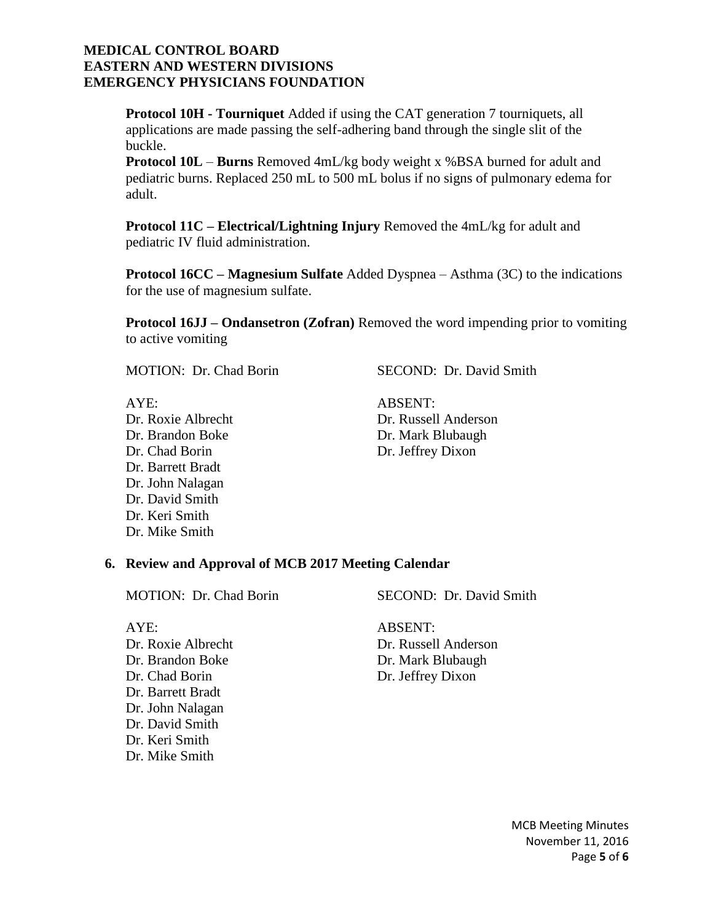**Protocol 10H - Tourniquet** Added if using the CAT generation 7 tourniquets, all applications are made passing the self-adhering band through the single slit of the buckle.
**Protocol 10L** – **Burns** Removed 4mL/kg body weight x %BSA burned for adult and pediatric burns. Replaced 250 mL to 500 mL bolus if no signs of pulmonary edema for adult.

**Protocol 11C – Electrical/Lightning Injury** Removed the 4mL/kg for adult and pediatric IV fluid administration.

**Protocol 16CC – Magnesium Sulfate** Added Dyspnea – Asthma (3C) to the indications for the use of magnesium sulfate.

**Protocol 16JJ – Ondansetron (Zofran)** Removed the word impending prior to vomiting to active vomiting

MOTION: Dr. Chad Borin

SECOND: Dr. David Smith

AYE:
Dr. Roxie Albrecht
Dr. Brandon Boke
Dr. Chad Borin
Dr. Barrett Bradt
Dr. John Nalagan
Dr. David Smith
Dr. Keri Smith
Dr. Mike Smith

ABSENT:
Dr. Russell Anderson
Dr. Mark Blubaugh
Dr. Jeffrey Dixon

**6. Review and Approval of MCB 2017 Meeting Calendar**

MOTION: Dr. Chad Borin

SECOND: Dr. David Smith

AYE:
Dr. Roxie Albrecht
Dr. Brandon Boke
Dr. Chad Borin
Dr. Barrett Bradt
Dr. John Nalagan
Dr. David Smith
Dr. Keri Smith
Dr. Mike Smith

ABSENT:
Dr. Russell Anderson
Dr. Mark Blubaugh
Dr. Jeffrey Dixon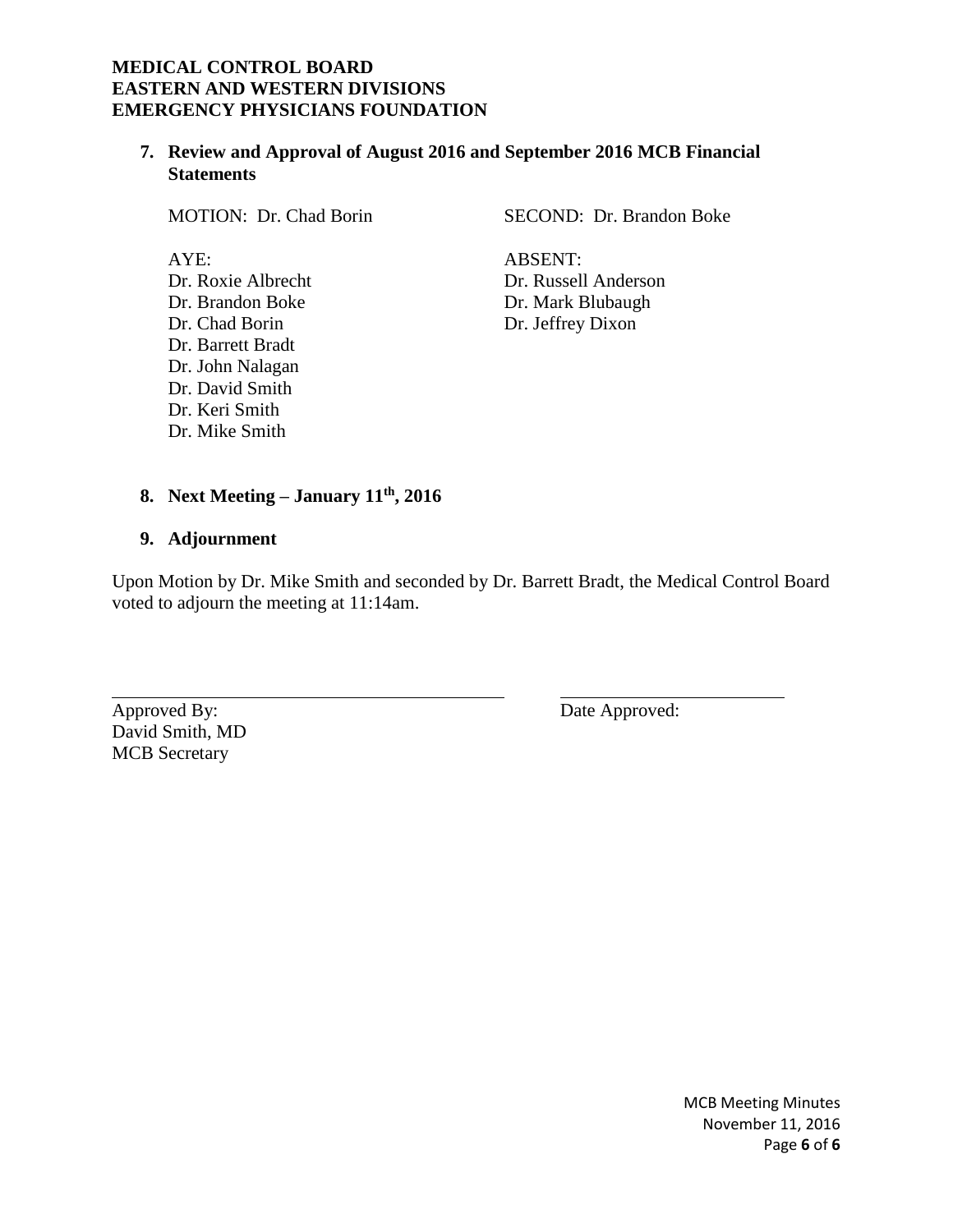**MEDICAL CONTROL BOARD**
**EASTERN AND WESTERN DIVISIONS**
**EMERGENCY PHYSICIANS FOUNDATION**

**7. Review and Approval of August 2016 and September 2016 MCB Financial Statements**

MOTION: Dr. Chad Borin

SECOND: Dr. Brandon Boke

AYE:
Dr. Roxie Albrecht
Dr. Brandon Boke
Dr. Chad Borin
Dr. Barrett Bradt
Dr. John Nalagan
Dr. David Smith
Dr. Keri Smith
Dr. Mike Smith

ABSENT:
Dr. Russell Anderson
Dr. Mark Blubaugh
Dr. Jeffrey Dixon

**8. Next Meeting – January 11th, 2016**

**9. Adjournment**

Upon Motion by Dr. Mike Smith and seconded by Dr. Barrett Bradt, the Medical Control Board voted to adjourn the meeting at 11:14am.

Approved By:
David Smith, MD
MCB Secretary

Date Approved:

MCB Meeting Minutes
November 11, 2016